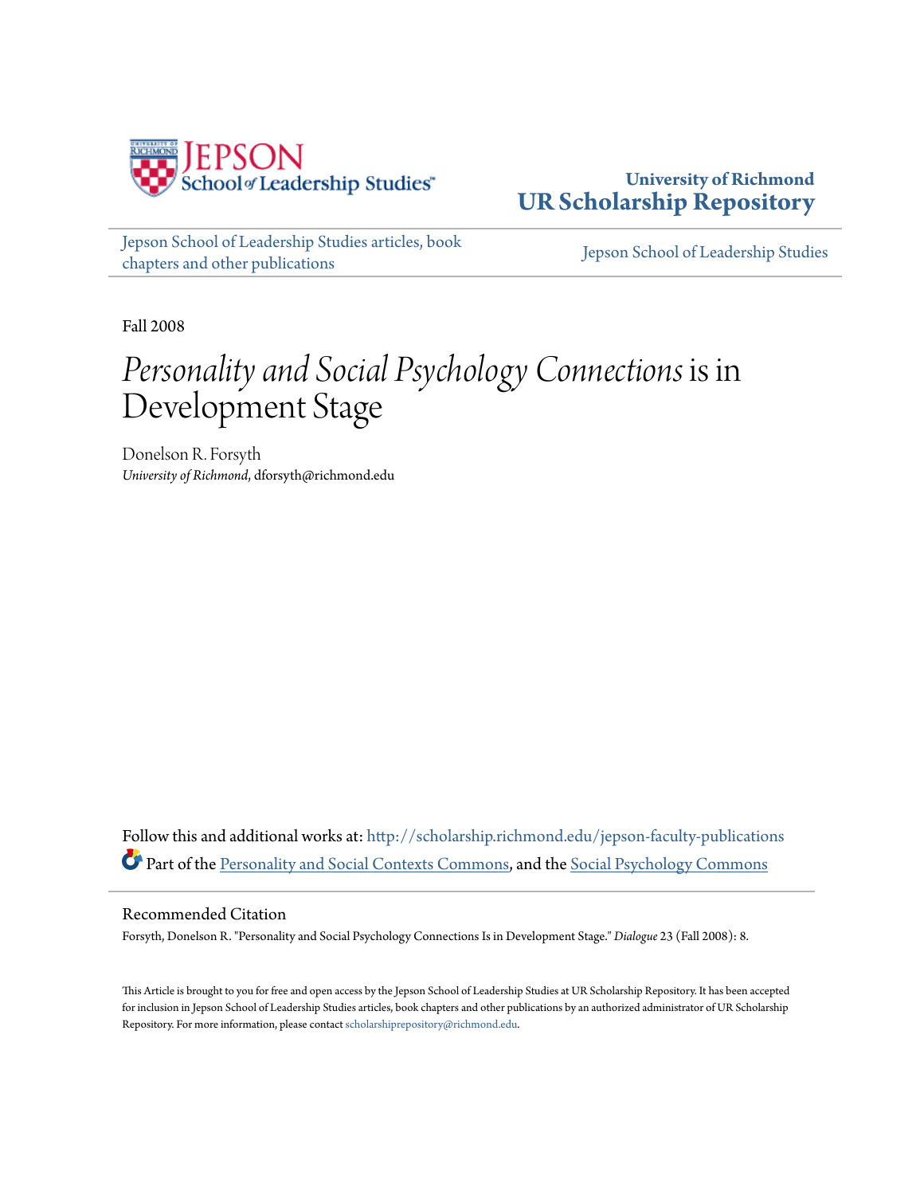University of Richmond
**UR Scholarship Repository**

Jepson School of Leadership Studies articles, book chapters and other publications

Jepson School of Leadership Studies

Fall 2008

# *Personality and Social Psychology Connections* is in Development Stage

Donelson R. Forsyth
*University of Richmond*, dforsyth@richmond.edu

Follow this and additional works at: http://scholarship.richmond.edu/jepson-faculty-publications

Part of the Personality and Social Contexts Commons, and the Social Psychology Commons

## Recommended Citation

Forsyth, Donelson R. "Personality and Social Psychology Connections Is in Development Stage." *Dialogue* 23 (Fall 2008): 8.

This Article is brought to you for free and open access by the Jepson School of Leadership Studies at UR Scholarship Repository. It has been accepted for inclusion in Jepson School of Leadership Studies articles, book chapters and other publications by an authorized administrator of UR Scholarship Repository. For more information, please contact scholarshiprepository@richmond.edu.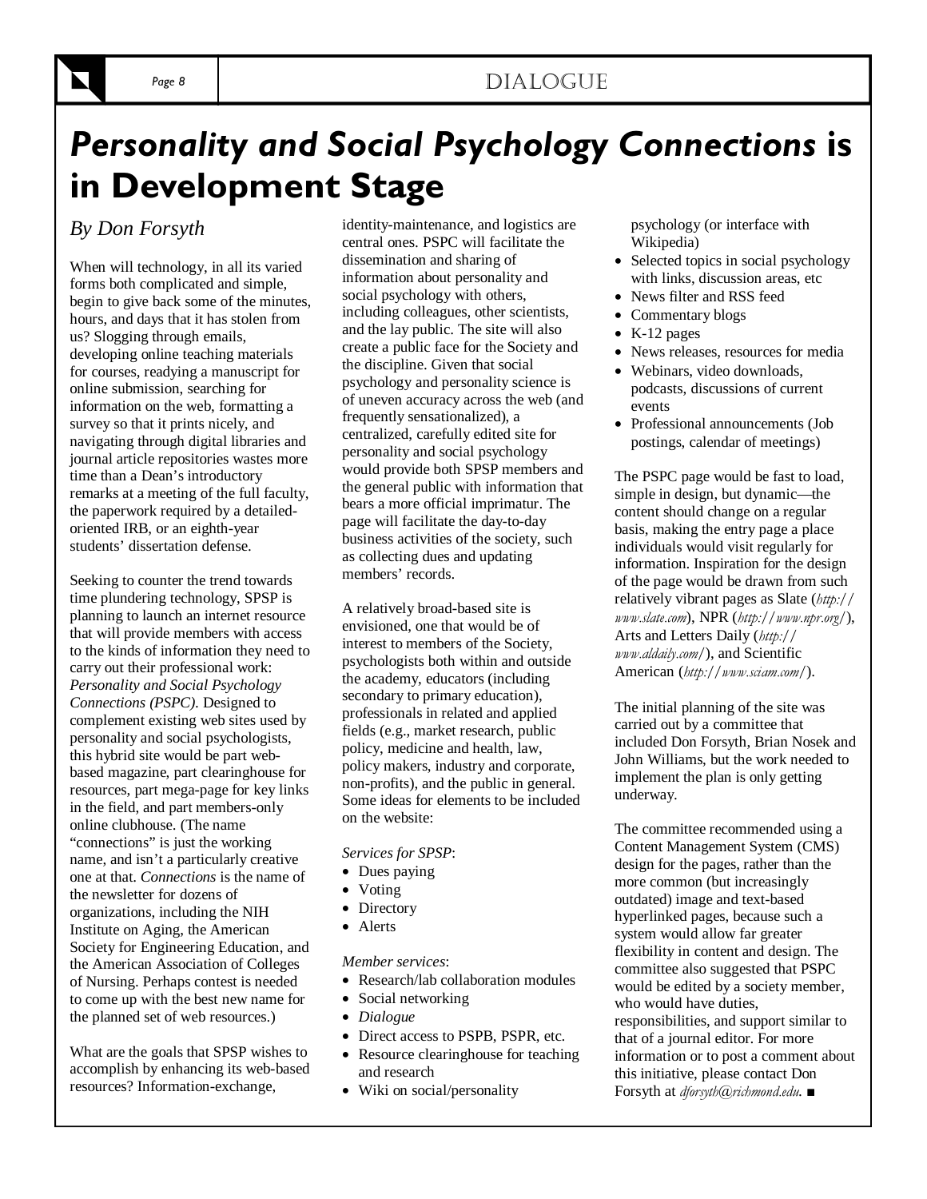# *Personality and Social Psychology Connections* is in Development Stage

*By Don Forsyth*

When will technology, in all its varied forms both complicated and simple, begin to give back some of the minutes, hours, and days that it has stolen from us? Slogging through emails, developing online teaching materials for courses, readying a manuscript for online submission, searching for information on the web, formatting a survey so that it prints nicely, and navigating through digital libraries and journal article repositories wastes more time than a Dean's introductory remarks at a meeting of the full faculty, the paperwork required by a detailed-oriented IRB, or an eighth-year students' dissertation defense.

Seeking to counter the trend towards time plundering technology, SPSP is planning to launch an internet resource that will provide members with access to the kinds of information they need to carry out their professional work: *Personality and Social Psychology Connections (PSPC)*. Designed to complement existing web sites used by personality and social psychologists, this hybrid site would be part web-based magazine, part clearinghouse for resources, part mega-page for key links in the field, and part members-only online clubhouse. (The name "connections" is just the working name, and isn't a particularly creative one at that. *Connections* is the name of the newsletter for dozens of organizations, including the NIH Institute on Aging, the American Society for Engineering Education, and the American Association of Colleges of Nursing. Perhaps contest is needed to come up with the best new name for the planned set of web resources.)

What are the goals that SPSP wishes to accomplish by enhancing its web-based resources? Information-exchange, identity-maintenance, and logistics are central ones. PSPC will facilitate the dissemination and sharing of information about personality and social psychology with others, including colleagues, other scientists, and the lay public. The site will also create a public face for the Society and the discipline. Given that social psychology and personality science is of uneven accuracy across the web (and frequently sensationalized), a centralized, carefully edited site for personality and social psychology would provide both SPSP members and the general public with information that bears a more official imprimatur. The page will facilitate the day-to-day business activities of the society, such as collecting dues and updating members' records.

A relatively broad-based site is envisioned, one that would be of interest to members of the Society, psychologists both within and outside the academy, educators (including secondary to primary education), professionals in related and applied fields (e.g., market research, public policy, medicine and health, law, policy makers, industry and corporate, non-profits), and the public in general. Some ideas for elements to be included on the website:

*Services for SPSP*:

- Dues paying
- Voting
- Directory
- Alerts

*Member services*:

- Research/lab collaboration modules
- Social networking
- *Dialogue*
- Direct access to PSPB, PSPR, etc.
- Resource clearinghouse for teaching and research
- Wiki on social/personality psychology (or interface with Wikipedia)
- Selected topics in social psychology with links, discussion areas, etc
- News filter and RSS feed
- Commentary blogs
- K-12 pages
- News releases, resources for media
- Webinars, video downloads, podcasts, discussions of current events
- Professional announcements (Job postings, calendar of meetings)

The PSPC page would be fast to load, simple in design, but dynamic—the content should change on a regular basis, making the entry page a place individuals would visit regularly for information. Inspiration for the design of the page would be drawn from such relatively vibrant pages as Slate (*http://www.slate.com*), NPR (*http://www.npr.org/*), Arts and Letters Daily (*http://www.aldaily.com/*), and Scientific American (*http://www.sciam.com/*).

The initial planning of the site was carried out by a committee that included Don Forsyth, Brian Nosek and John Williams, but the work needed to implement the plan is only getting underway.

The committee recommended using a Content Management System (CMS) design for the pages, rather than the more common (but increasingly outdated) image and text-based hyperlinked pages, because such a system would allow far greater flexibility in content and design. The committee also suggested that PSPC would be edited by a society member, who would have duties, responsibilities, and support similar to that of a journal editor. For more information or to post a comment about this initiative, please contact Don Forsyth at *dforsyth@richmond.edu*. ■